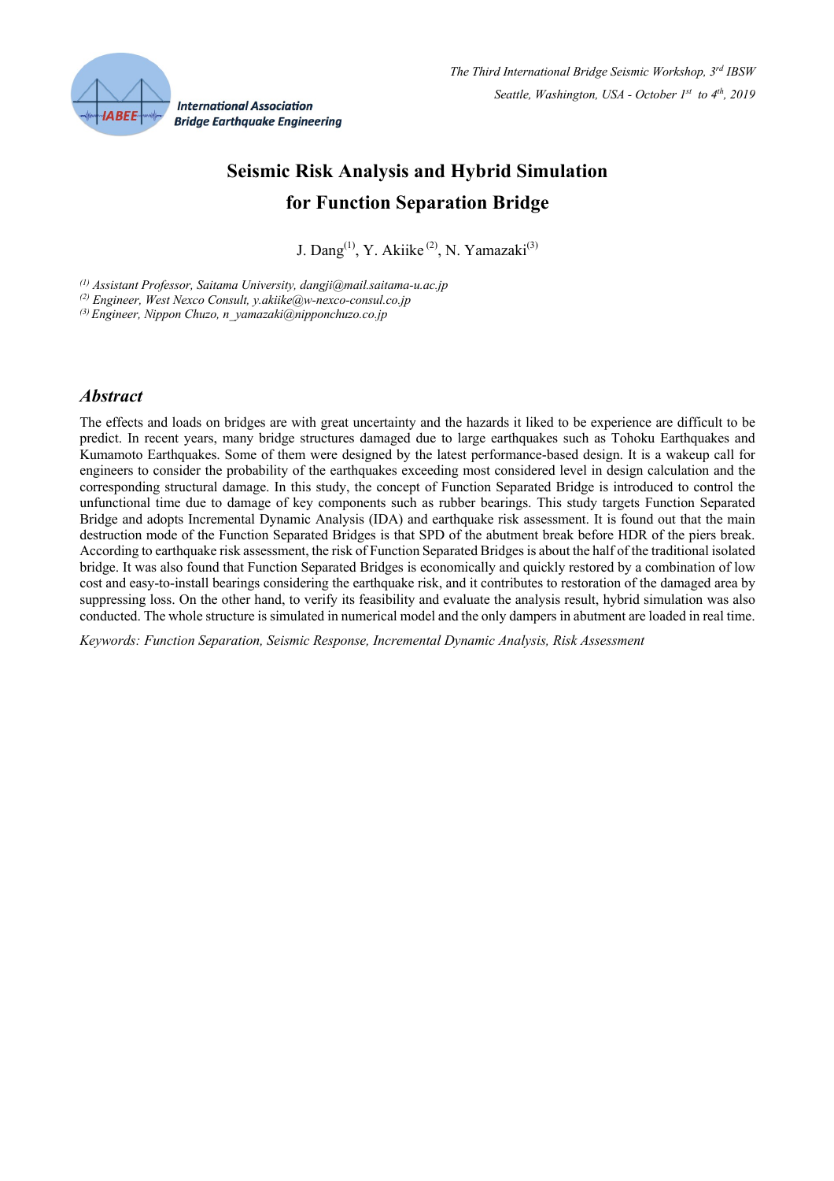# Seismic Risk Analysis and Hybrid Simulation for Function Separation Bridge

J. Dang[(1)], Y. Akiike[(2)], N. Yamazaki[(3)]

*[(1)] Assistant Professor, Saitama University, dangji@mail.saitama-u.ac.jp*
*[(2)] Engineer, West Nexco Consult, y.akiike@w-nexco-consul.co.jp*
*[(3)] Engineer, Nippon Chuzo, n_yamazaki@nipponchuzo.co.jp*

## *Abstract*

The effects and loads on bridges are with great uncertainty and the hazards it liked to be experience are difficult to be predict. In recent years, many bridge structures damaged due to large earthquakes such as Tohoku Earthquakes and Kumamoto Earthquakes. Some of them were designed by the latest performance-based design. It is a wakeup call for engineers to consider the probability of the earthquakes exceeding most considered level in design calculation and the corresponding structural damage. In this study, the concept of Function Separated Bridge is introduced to control the unfunctional time due to damage of key components such as rubber bearings. This study targets Function Separated Bridge and adopts Incremental Dynamic Analysis (IDA) and earthquake risk assessment. It is found out that the main destruction mode of the Function Separated Bridges is that SPD of the abutment break before HDR of the piers break. According to earthquake risk assessment, the risk of Function Separated Bridges is about the half of the traditional isolated bridge. It was also found that Function Separated Bridges is economically and quickly restored by a combination of low cost and easy-to-install bearings considering the earthquake risk, and it contributes to restoration of the damaged area by suppressing loss. On the other hand, to verify its feasibility and evaluate the analysis result, hybrid simulation was also conducted. The whole structure is simulated in numerical model and the only dampers in abutment are loaded in real time.

*Keywords: Function Separation, Seismic Response, Incremental Dynamic Analysis, Risk Assessment*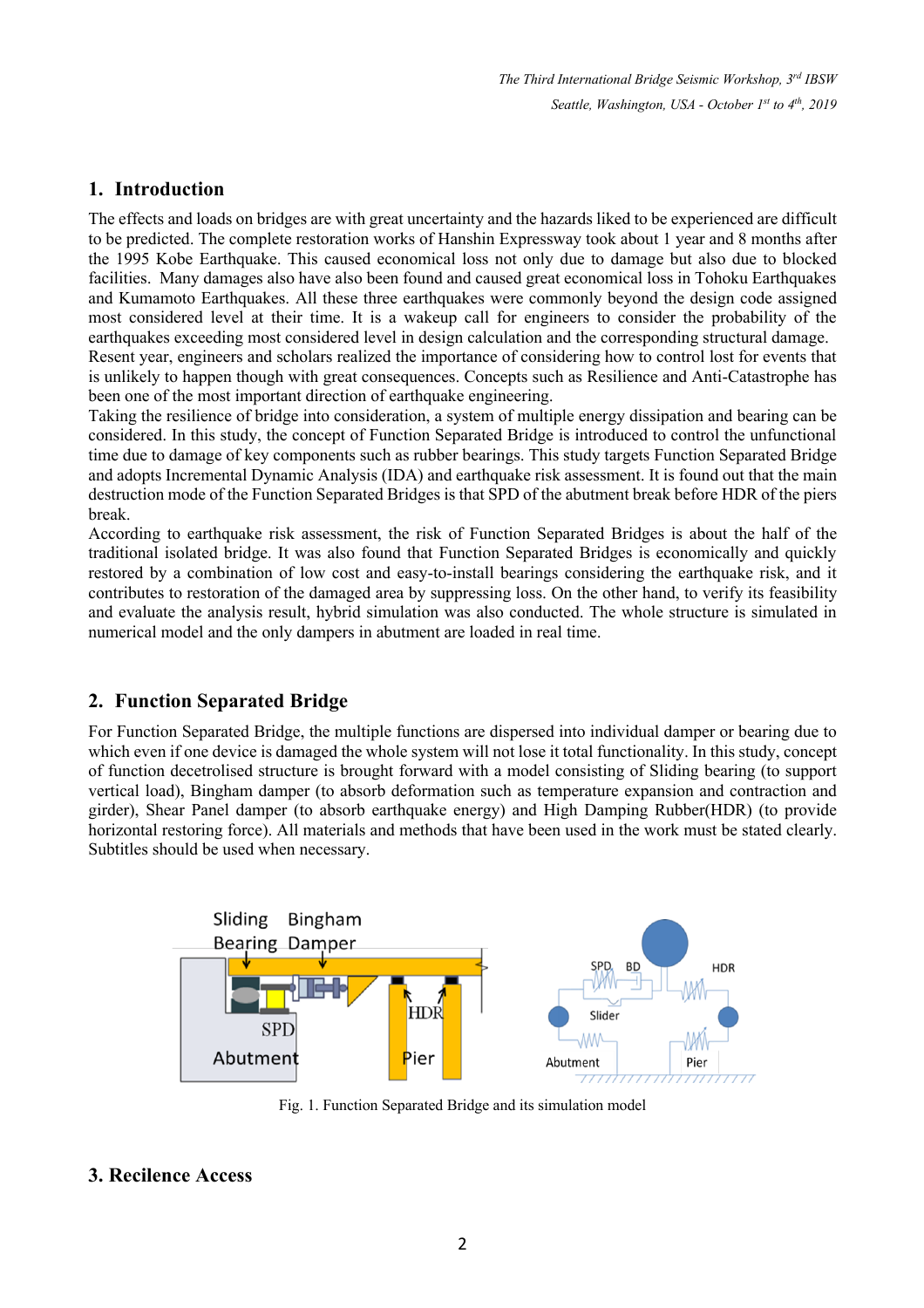## 1. Introduction

The effects and loads on bridges are with great uncertainty and the hazards liked to be experienced are difficult to be predicted. The complete restoration works of Hanshin Expressway took about 1 year and 8 months after the 1995 Kobe Earthquake. This caused economical loss not only due to damage but also due to blocked facilities. Many damages also have also been found and caused great economical loss in Tohoku Earthquakes and Kumamoto Earthquakes. All these three earthquakes were commonly beyond the design code assigned most considered level at their time. It is a wakeup call for engineers to consider the probability of the earthquakes exceeding most considered level in design calculation and the corresponding structural damage.
Resent year, engineers and scholars realized the importance of considering how to control lost for events that is unlikely to happen though with great consequences. Concepts such as Resilience and Anti-Catastrophe has been one of the most important direction of earthquake engineering.
Taking the resilience of bridge into consideration, a system of multiple energy dissipation and bearing can be considered. In this study, the concept of Function Separated Bridge is introduced to control the unfunctional time due to damage of key components such as rubber bearings. This study targets Function Separated Bridge and adopts Incremental Dynamic Analysis (IDA) and earthquake risk assessment. It is found out that the main destruction mode of the Function Separated Bridges is that SPD of the abutment break before HDR of the piers break.
According to earthquake risk assessment, the risk of Function Separated Bridges is about the half of the traditional isolated bridge. It was also found that Function Separated Bridges is economically and quickly restored by a combination of low cost and easy-to-install bearings considering the earthquake risk, and it contributes to restoration of the damaged area by suppressing loss. On the other hand, to verify its feasibility and evaluate the analysis result, hybrid simulation was also conducted. The whole structure is simulated in numerical model and the only dampers in abutment are loaded in real time.

## 2. Function Separated Bridge

For Function Separated Bridge, the multiple functions are dispersed into individual damper or bearing due to which even if one device is damaged the whole system will not lose it total functionality. In this study, concept of function decetrolised structure is brought forward with a model consisting of Sliding bearing (to support vertical load), Bingham damper (to absorb deformation such as temperature expansion and contraction and girder), Shear Panel damper (to absorb earthquake energy) and High Damping Rubber(HDR) (to provide horizontal restoring force). All materials and methods that have been used in the work must be stated clearly. Subtitles should be used when necessary.

Fig. 1. Function Separated Bridge and its simulation model

## 3. Recilence Access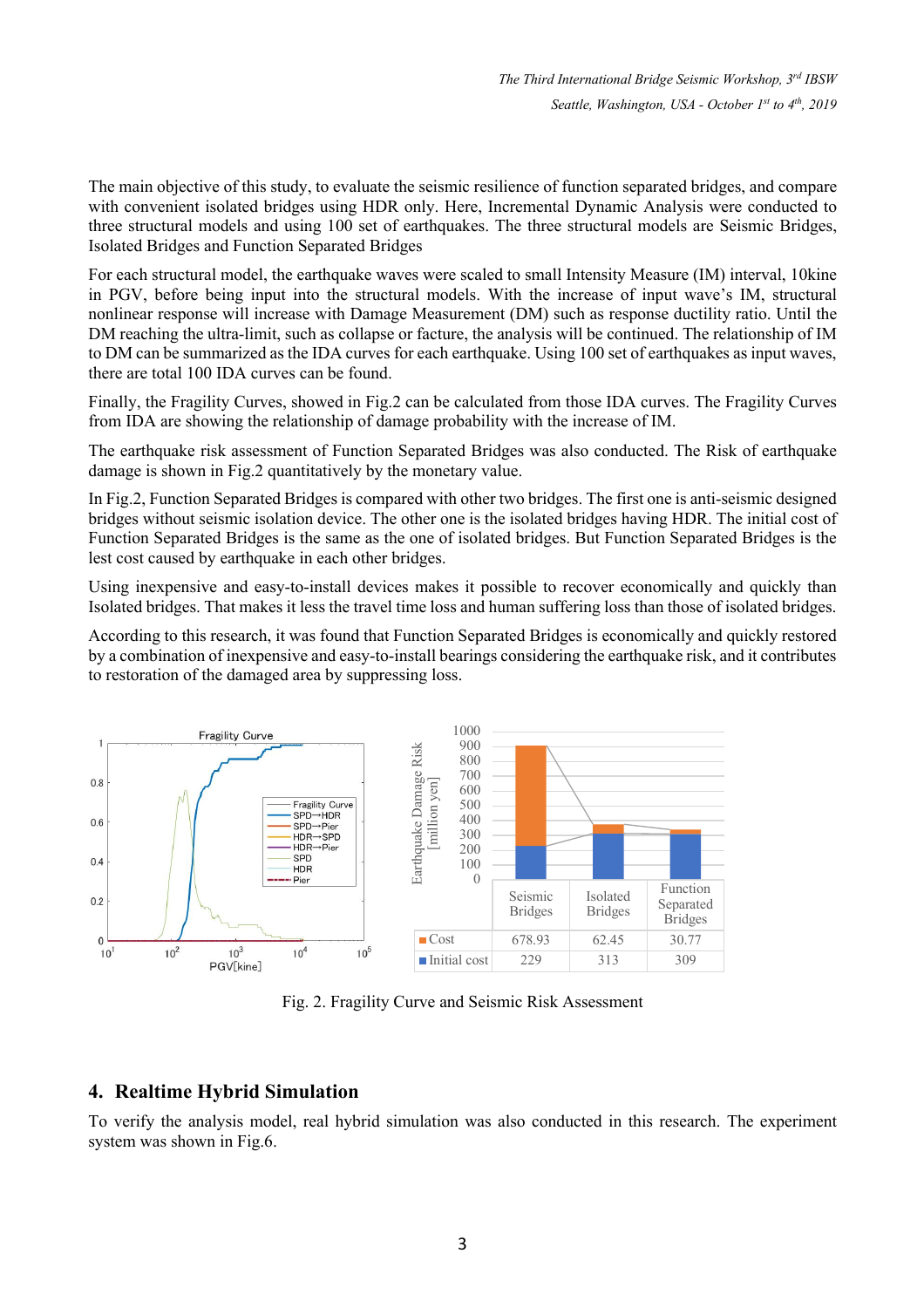The main objective of this study, to evaluate the seismic resilience of function separated bridges, and compare with convenient isolated bridges using HDR only. Here, Incremental Dynamic Analysis were conducted to three structural models and using 100 set of earthquakes. The three structural models are Seismic Bridges, Isolated Bridges and Function Separated Bridges

For each structural model, the earthquake waves were scaled to small Intensity Measure (IM) interval, 10kine in PGV, before being input into the structural models. With the increase of input wave's IM, structural nonlinear response will increase with Damage Measurement (DM) such as response ductility ratio. Until the DM reaching the ultra-limit, such as collapse or facture, the analysis will be continued. The relationship of IM to DM can be summarized as the IDA curves for each earthquake. Using 100 set of earthquakes as input waves, there are total 100 IDA curves can be found.

Finally, the Fragility Curves, showed in Fig.2 can be calculated from those IDA curves. The Fragility Curves from IDA are showing the relationship of damage probability with the increase of IM.

The earthquake risk assessment of Function Separated Bridges was also conducted. The Risk of earthquake damage is shown in Fig.2 quantitatively by the monetary value.

In Fig.2, Function Separated Bridges is compared with other two bridges. The first one is anti-seismic designed bridges without seismic isolation device. The other one is the isolated bridges having HDR. The initial cost of Function Separated Bridges is the same as the one of isolated bridges. But Function Separated Bridges is the lest cost caused by earthquake in each other bridges.

Using inexpensive and easy-to-install devices makes it possible to recover economically and quickly than Isolated bridges. That makes it less the travel time loss and human suffering loss than those of isolated bridges.

According to this research, it was found that Function Separated Bridges is economically and quickly restored by a combination of inexpensive and easy-to-install bearings considering the earthquake risk, and it contributes to restoration of the damaged area by suppressing loss.

| | Seismic Bridges | Isolated Bridges | Function Separated Bridges |
|---|---|---|---|
| Cost | 678.93 | 62.45 | 30.77 |
| Initial cost | 229 | 313 | 309 |

Fig. 2. Fragility Curve and Seismic Risk Assessment

## 4. Realtime Hybrid Simulation

To verify the analysis model, real hybrid simulation was also conducted in this research. The experiment system was shown in Fig.6.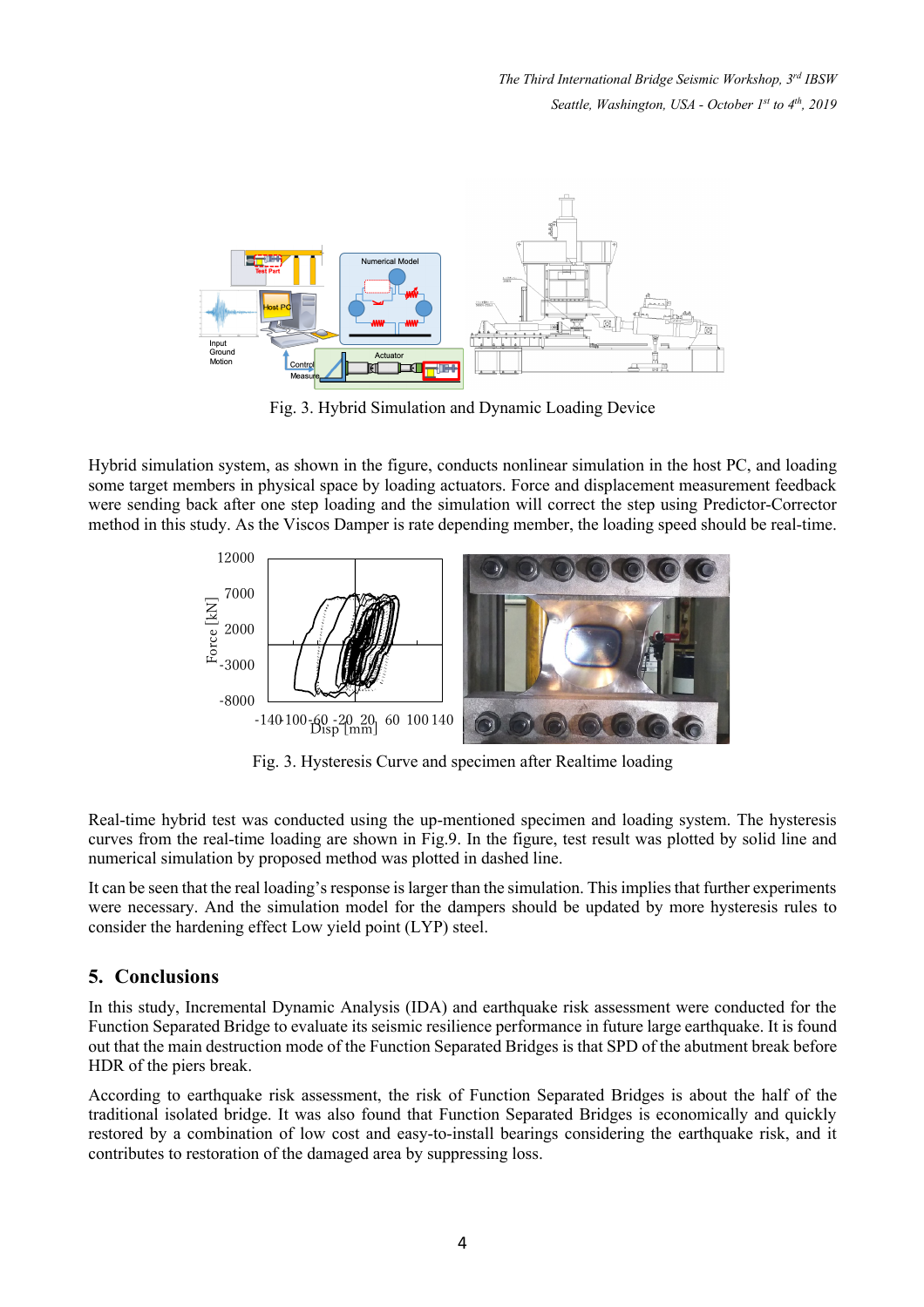Fig. 3. Hybrid Simulation and Dynamic Loading Device

Hybrid simulation system, as shown in the figure, conducts nonlinear simulation in the host PC, and loading some target members in physical space by loading actuators. Force and displacement measurement feedback were sending back after one step loading and the simulation will correct the step using Predictor-Corrector method in this study. As the Viscos Damper is rate depending member, the loading speed should be real-time.

Fig. 3. Hysteresis Curve and specimen after Realtime loading

Real-time hybrid test was conducted using the up-mentioned specimen and loading system. The hysteresis curves from the real-time loading are shown in Fig.9. In the figure, test result was plotted by solid line and numerical simulation by proposed method was plotted in dashed line.

It can be seen that the real loading's response is larger than the simulation. This implies that further experiments were necessary. And the simulation model for the dampers should be updated by more hysteresis rules to consider the hardening effect Low yield point (LYP) steel.

## 5. Conclusions

In this study, Incremental Dynamic Analysis (IDA) and earthquake risk assessment were conducted for the Function Separated Bridge to evaluate its seismic resilience performance in future large earthquake. It is found out that the main destruction mode of the Function Separated Bridges is that SPD of the abutment break before HDR of the piers break.

According to earthquake risk assessment, the risk of Function Separated Bridges is about the half of the traditional isolated bridge. It was also found that Function Separated Bridges is economically and quickly restored by a combination of low cost and easy-to-install bearings considering the earthquake risk, and it contributes to restoration of the damaged area by suppressing loss.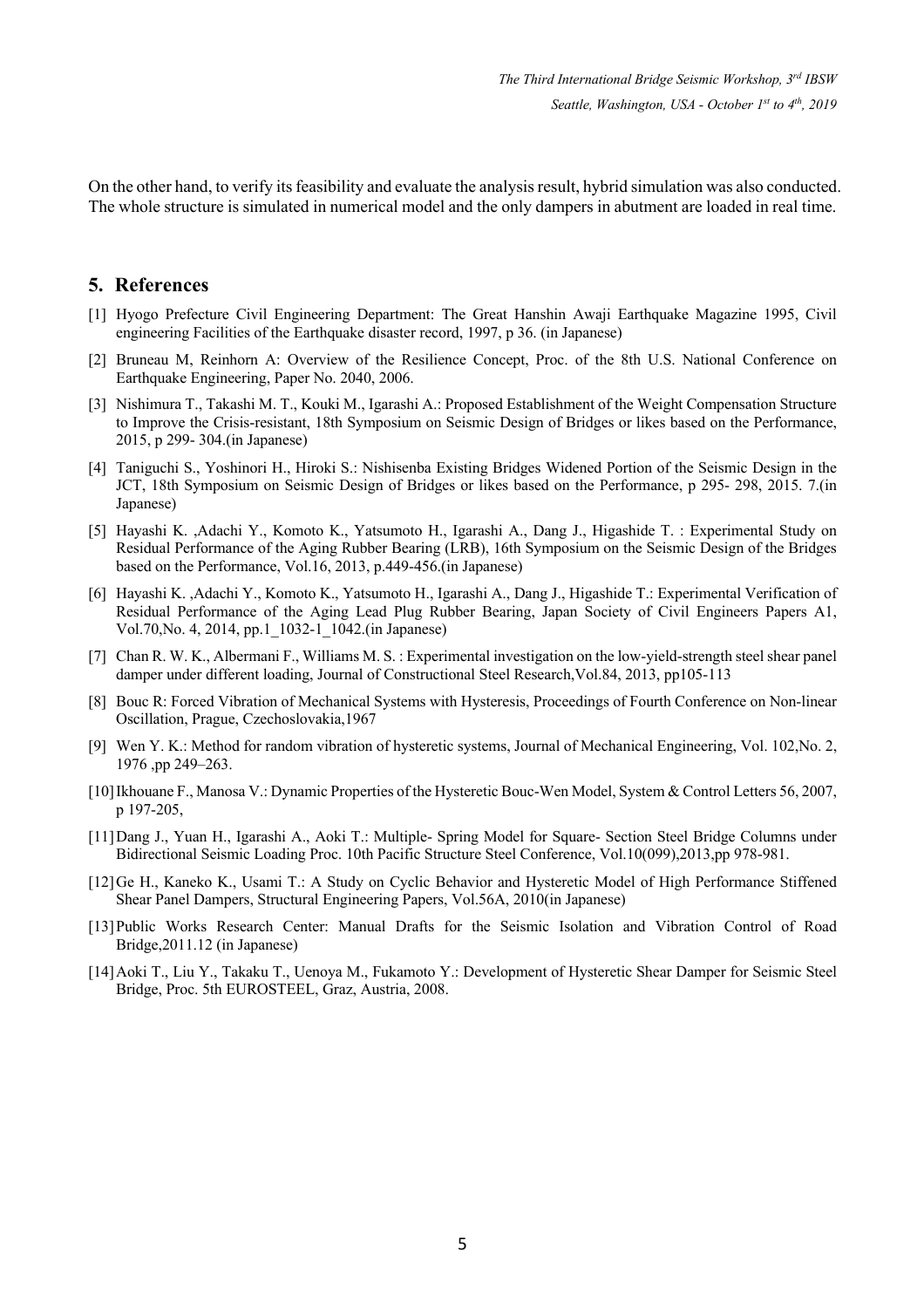On the other hand, to verify its feasibility and evaluate the analysis result, hybrid simulation was also conducted. The whole structure is simulated in numerical model and the only dampers in abutment are loaded in real time.

## 5. References

[1] Hyogo Prefecture Civil Engineering Department: The Great Hanshin Awaji Earthquake Magazine 1995, Civil engineering Facilities of the Earthquake disaster record, 1997, p 36. (in Japanese)

[2] Bruneau M, Reinhorn A: Overview of the Resilience Concept, Proc. of the 8th U.S. National Conference on Earthquake Engineering, Paper No. 2040, 2006.

[3] Nishimura T., Takashi M. T., Kouki M., Igarashi A.: Proposed Establishment of the Weight Compensation Structure to Improve the Crisis-resistant, 18th Symposium on Seismic Design of Bridges or likes based on the Performance, 2015, p 299- 304.(in Japanese)

[4] Taniguchi S., Yoshinori H., Hiroki S.: Nishisenba Existing Bridges Widened Portion of the Seismic Design in the JCT, 18th Symposium on Seismic Design of Bridges or likes based on the Performance, p 295- 298, 2015. 7.(in Japanese)

[5] Hayashi K. ,Adachi Y., Komoto K., Yatsumoto H., Igarashi A., Dang J., Higashide T. : Experimental Study on Residual Performance of the Aging Rubber Bearing (LRB), 16th Symposium on the Seismic Design of the Bridges based on the Performance, Vol.16, 2013, p.449-456.(in Japanese)

[6] Hayashi K. ,Adachi Y., Komoto K., Yatsumoto H., Igarashi A., Dang J., Higashide T.: Experimental Verification of Residual Performance of the Aging Lead Plug Rubber Bearing, Japan Society of Civil Engineers Papers A1, Vol.70,No. 4, 2014, pp.1_1032-1_1042.(in Japanese)

[7] Chan R. W. K., Albermani F., Williams M. S. : Experimental investigation on the low-yield-strength steel shear panel damper under different loading, Journal of Constructional Steel Research,Vol.84, 2013, pp105-113

[8] Bouc R: Forced Vibration of Mechanical Systems with Hysteresis, Proceedings of Fourth Conference on Non-linear Oscillation, Prague, Czechoslovakia,1967

[9] Wen Y. K.: Method for random vibration of hysteretic systems, Journal of Mechanical Engineering, Vol. 102,No. 2, 1976 ,pp 249–263.

[10] Ikhouane F., Manosa V.: Dynamic Properties of the Hysteretic Bouc-Wen Model, System & Control Letters 56, 2007, p 197-205,

[11] Dang J., Yuan H., Igarashi A., Aoki T.: Multiple- Spring Model for Square- Section Steel Bridge Columns under Bidirectional Seismic Loading Proc. 10th Pacific Structure Steel Conference, Vol.10(099),2013,pp 978-981.

[12] Ge H., Kaneko K., Usami T.: A Study on Cyclic Behavior and Hysteretic Model of High Performance Stiffened Shear Panel Dampers, Structural Engineering Papers, Vol.56A, 2010(in Japanese)

[13] Public Works Research Center: Manual Drafts for the Seismic Isolation and Vibration Control of Road Bridge,2011.12 (in Japanese)

[14] Aoki T., Liu Y., Takaku T., Uenoya M., Fukamoto Y.: Development of Hysteretic Shear Damper for Seismic Steel Bridge, Proc. 5th EUROSTEEL, Graz, Austria, 2008.